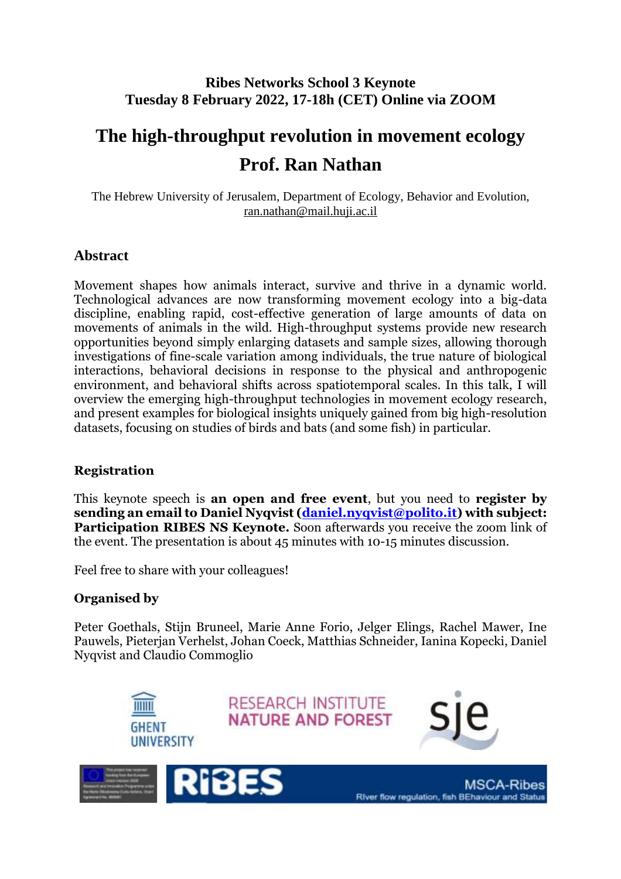**Ribes Networks School 3 Keynote**
**Tuesday 8 February 2022, 17-18h (CET) Online via ZOOM**

# The high-throughput revolution in movement ecology

# Prof. Ran Nathan

The Hebrew University of Jerusalem, Department of Ecology, Behavior and Evolution, ran.nathan@mail.huji.ac.il

## Abstract

Movement shapes how animals interact, survive and thrive in a dynamic world. Technological advances are now transforming movement ecology into a big-data discipline, enabling rapid, cost-effective generation of large amounts of data on movements of animals in the wild. High-throughput systems provide new research opportunities beyond simply enlarging datasets and sample sizes, allowing thorough investigations of fine-scale variation among individuals, the true nature of biological interactions, behavioral decisions in response to the physical and anthropogenic environment, and behavioral shifts across spatiotemporal scales. In this talk, I will overview the emerging high-throughput technologies in movement ecology research, and present examples for biological insights uniquely gained from big high-resolution datasets, focusing on studies of birds and bats (and some fish) in particular.

## Registration

This keynote speech is **an open and free event**, but you need to **register by sending an email to Daniel Nyqvist (daniel.nyqvist@polito.it) with subject: Participation RIBES NS Keynote.** Soon afterwards you receive the zoom link of the event. The presentation is about 45 minutes with 10-15 minutes discussion.

Feel free to share with your colleagues!

## Organised by

Peter Goethals, Stijn Bruneel, Marie Anne Forio, Jelger Elings, Rachel Mawer, Ine Pauwels, Pieterjan Verhelst, Johan Coeck, Matthias Schneider, Ianina Kopecki, Daniel Nyqvist and Claudio Commoglio

GHENT UNIVERSITY

RESEARCH INSTITUTE NATURE AND FOREST

sje

RIBES

MSCA-Ribes
RIver flow regulation, fish BEhaviour and Status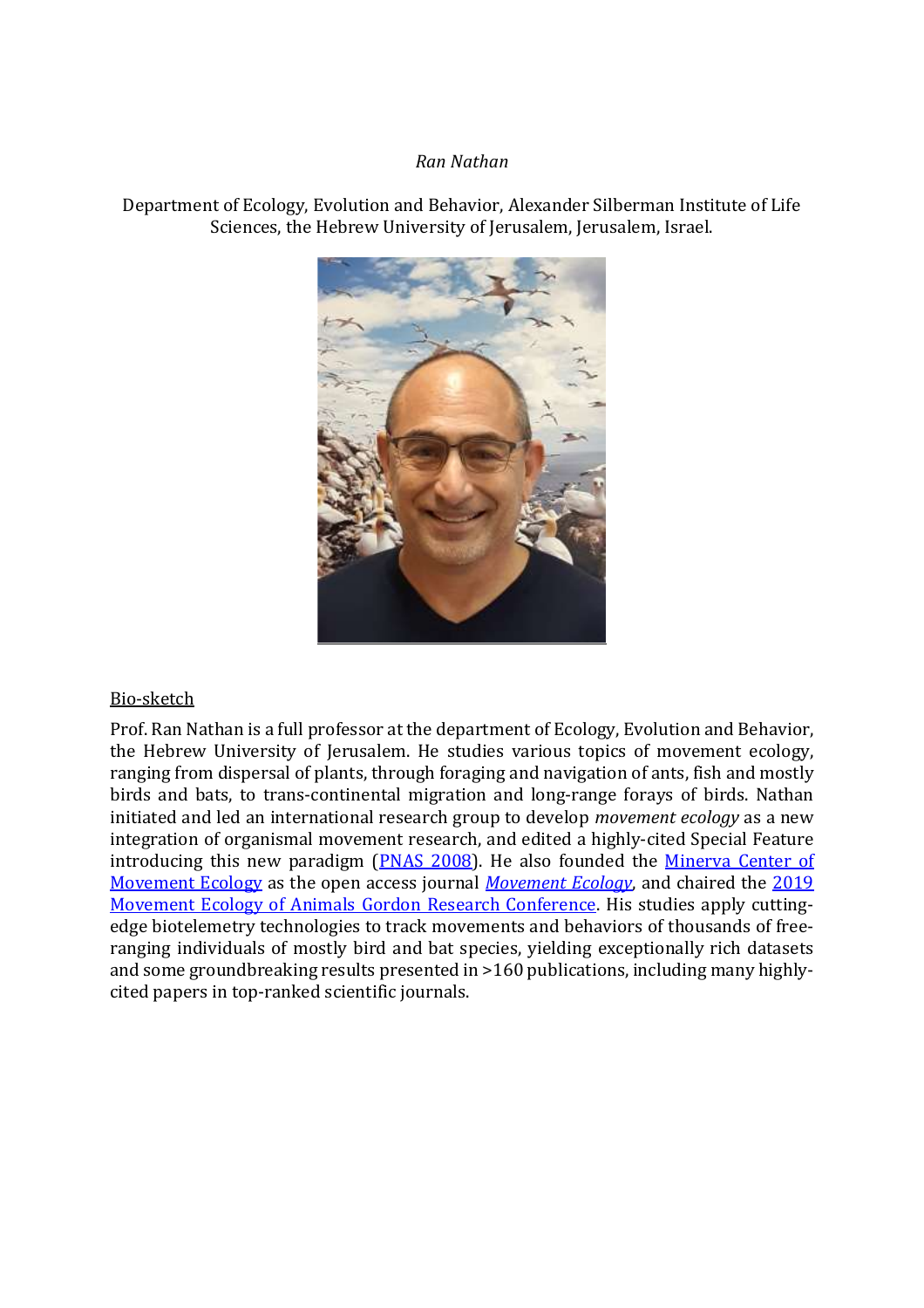*Ran Nathan*

Department of Ecology, Evolution and Behavior, Alexander Silberman Institute of Life Sciences, the Hebrew University of Jerusalem, Jerusalem, Israel.

Bio-sketch

Prof. Ran Nathan is a full professor at the department of Ecology, Evolution and Behavior, the Hebrew University of Jerusalem. He studies various topics of movement ecology, ranging from dispersal of plants, through foraging and navigation of ants, fish and mostly birds and bats, to trans-continental migration and long-range forays of birds. Nathan initiated and led an international research group to develop *movement ecology* as a new integration of organismal movement research, and edited a highly-cited Special Feature introducing this new paradigm (PNAS 2008). He also founded the Minerva Center of Movement Ecology as the open access journal *Movement Ecology*, and chaired the 2019 Movement Ecology of Animals Gordon Research Conference. His studies apply cutting-edge biotelemetry technologies to track movements and behaviors of thousands of free-ranging individuals of mostly bird and bat species, yielding exceptionally rich datasets and some groundbreaking results presented in >160 publications, including many highly-cited papers in top-ranked scientific journals.